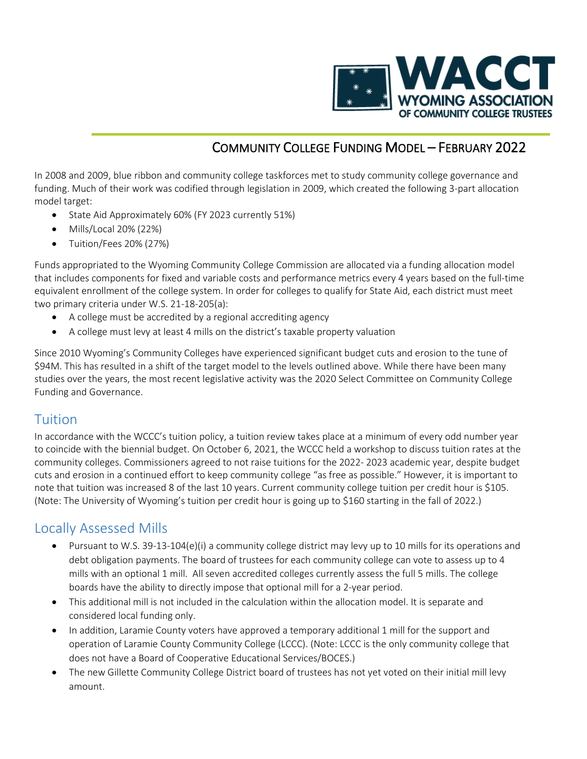WACCT
WYOMING ASSOCIATION OF COMMUNITY COLLEGE TRUSTEES

# Community College Funding Model – February 2022

In 2008 and 2009, blue ribbon and community college taskforces met to study community college governance and funding. Much of their work was codified through legislation in 2009, which created the following 3-part allocation model target:

- State Aid Approximately 60% (FY 2023 currently 51%)
- Mills/Local 20% (22%)
- Tuition/Fees 20% (27%)

Funds appropriated to the Wyoming Community College Commission are allocated via a funding allocation model that includes components for fixed and variable costs and performance metrics every 4 years based on the full-time equivalent enrollment of the college system. In order for colleges to qualify for State Aid, each district must meet two primary criteria under W.S. 21-18-205(a):

- A college must be accredited by a regional accrediting agency
- A college must levy at least 4 mills on the district's taxable property valuation

Since 2010 Wyoming's Community Colleges have experienced significant budget cuts and erosion to the tune of $94M. This has resulted in a shift of the target model to the levels outlined above. While there have been many studies over the years, the most recent legislative activity was the 2020 Select Committee on Community College Funding and Governance.

## Tuition

In accordance with the WCCC's tuition policy, a tuition review takes place at a minimum of every odd number year to coincide with the biennial budget. On October 6, 2021, the WCCC held a workshop to discuss tuition rates at the community colleges. Commissioners agreed to not raise tuitions for the 2022- 2023 academic year, despite budget cuts and erosion in a continued effort to keep community college "as free as possible." However, it is important to note that tuition was increased 8 of the last 10 years. Current community college tuition per credit hour is $105. (Note: The University of Wyoming's tuition per credit hour is going up to $160 starting in the fall of 2022.)

## Locally Assessed Mills

- Pursuant to W.S. 39-13-104(e)(i) a community college district may levy up to 10 mills for its operations and debt obligation payments. The board of trustees for each community college can vote to assess up to 4 mills with an optional 1 mill. All seven accredited colleges currently assess the full 5 mills. The college boards have the ability to directly impose that optional mill for a 2-year period.
- This additional mill is not included in the calculation within the allocation model. It is separate and considered local funding only.
- In addition, Laramie County voters have approved a temporary additional 1 mill for the support and operation of Laramie County Community College (LCCC). (Note: LCCC is the only community college that does not have a Board of Cooperative Educational Services/BOCES.)
- The new Gillette Community College District board of trustees has not yet voted on their initial mill levy amount.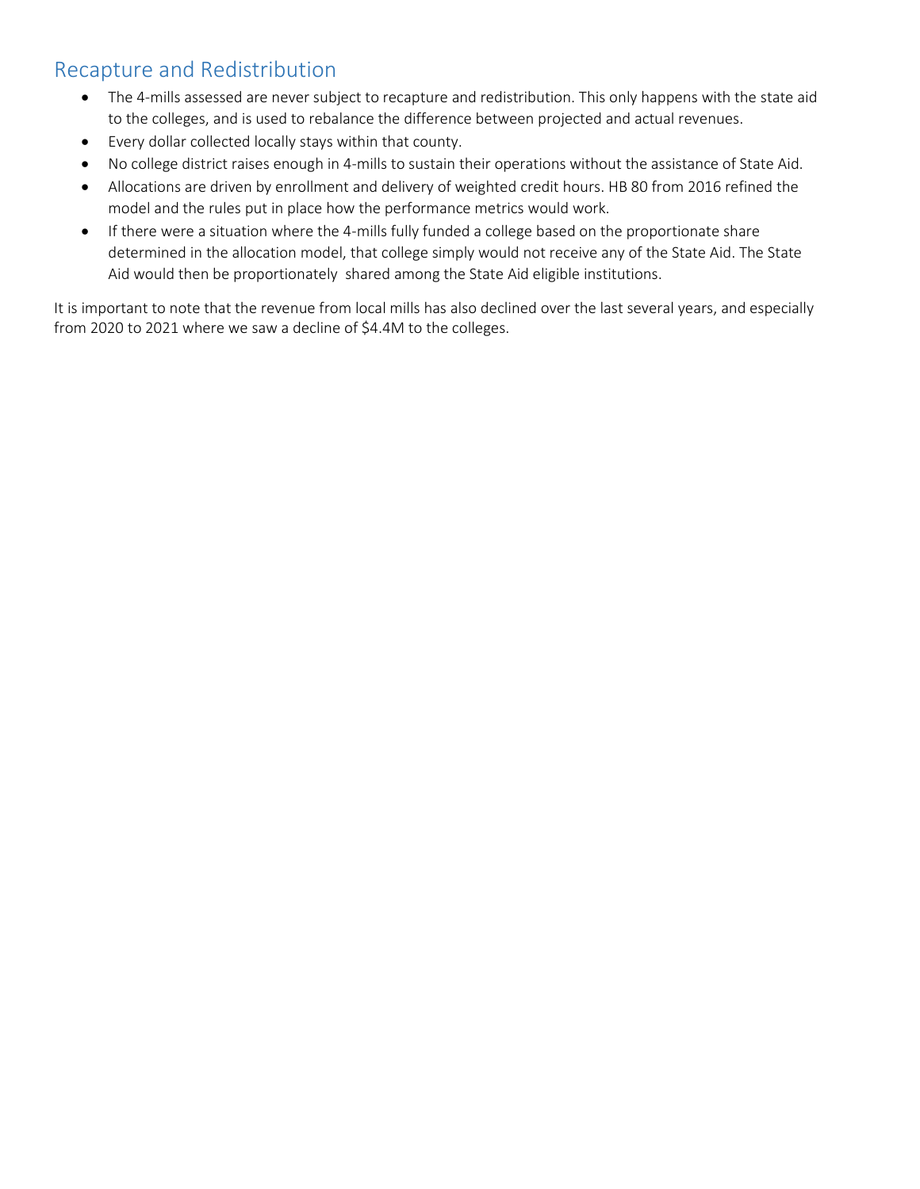## Recapture and Redistribution

- The 4-mills assessed are never subject to recapture and redistribution. This only happens with the state aid to the colleges, and is used to rebalance the difference between projected and actual revenues.
- Every dollar collected locally stays within that county.
- No college district raises enough in 4-mills to sustain their operations without the assistance of State Aid.
- Allocations are driven by enrollment and delivery of weighted credit hours. HB 80 from 2016 refined the model and the rules put in place how the performance metrics would work.
- If there were a situation where the 4-mills fully funded a college based on the proportionate share determined in the allocation model, that college simply would not receive any of the State Aid. The State Aid would then be proportionately shared among the State Aid eligible institutions.

It is important to note that the revenue from local mills has also declined over the last several years, and especially from 2020 to 2021 where we saw a decline of $4.4M to the colleges.